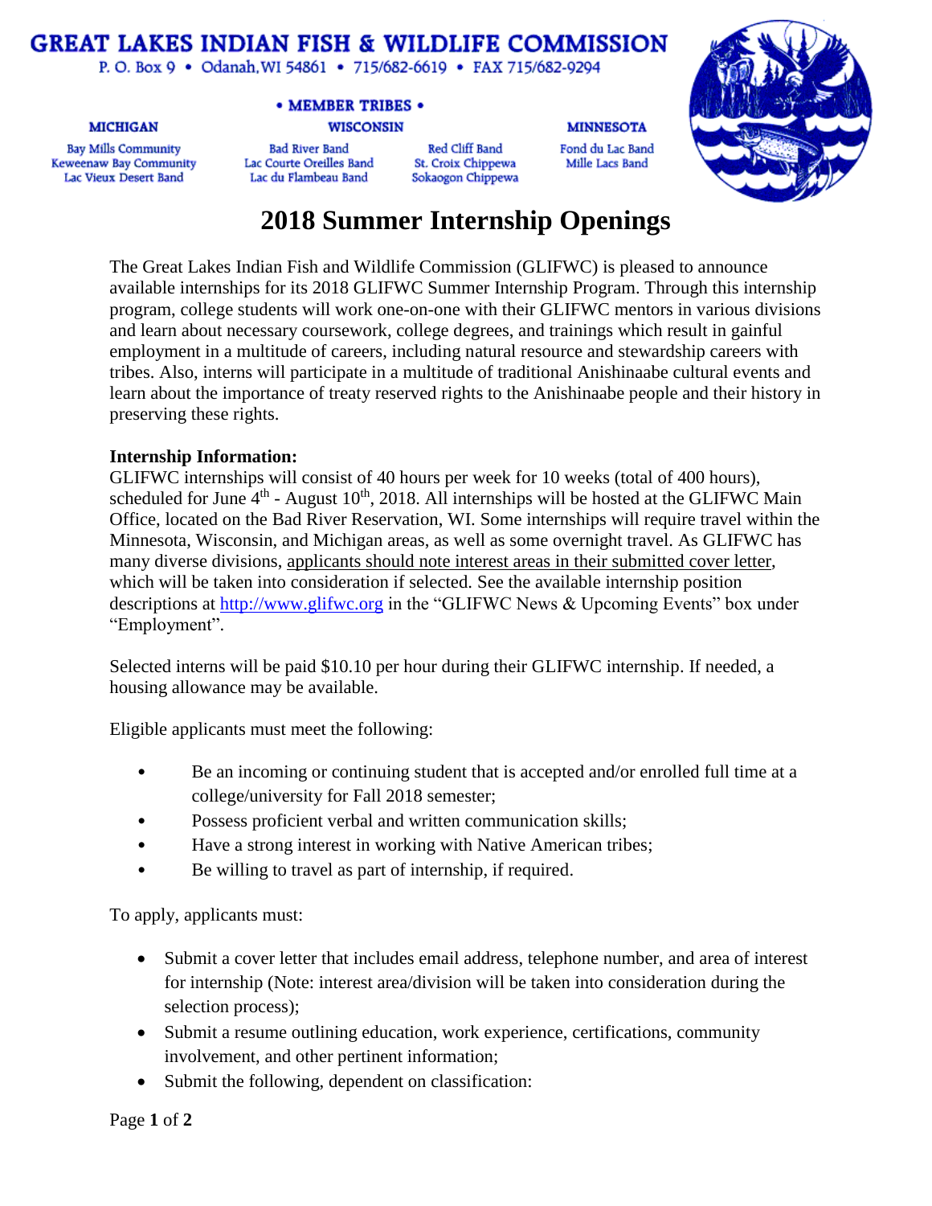# GREAT LAKES INDIAN FISH & WILDLIFE COMMISSION

P. O. Box 9 • Odanah, WI 54861 • 715/682-6619 • FAX 715/682-9294

• MEMBER TRIBES •

**MICHIGAN**
Bay Mills Community
Keweenaw Bay Community
Lac Vieux Desert Band

**WISCONSIN**
Bad River Band
Lac Courte Oreilles Band
Lac du Flambeau Band
Red Cliff Band
St. Croix Chippewa
Sokaogon Chippewa

**MINNESOTA**
Fond du Lac Band
Mille Lacs Band

# 2018 Summer Internship Openings

The Great Lakes Indian Fish and Wildlife Commission (GLIFWC) is pleased to announce available internships for its 2018 GLIFWC Summer Internship Program. Through this internship program, college students will work one-on-one with their GLIFWC mentors in various divisions and learn about necessary coursework, college degrees, and trainings which result in gainful employment in a multitude of careers, including natural resource and stewardship careers with tribes. Also, interns will participate in a multitude of traditional Anishinaabe cultural events and learn about the importance of treaty reserved rights to the Anishinaabe people and their history in preserving these rights.

**Internship Information:**
GLIFWC internships will consist of 40 hours per week for 10 weeks (total of 400 hours), scheduled for June 4th - August 10th, 2018. All internships will be hosted at the GLIFWC Main Office, located on the Bad River Reservation, WI. Some internships will require travel within the Minnesota, Wisconsin, and Michigan areas, as well as some overnight travel. As GLIFWC has many diverse divisions, applicants should note interest areas in their submitted cover letter, which will be taken into consideration if selected. See the available internship position descriptions at http://www.glifwc.org in the "GLIFWC News & Upcoming Events" box under "Employment".

Selected interns will be paid $10.10 per hour during their GLIFWC internship. If needed, a housing allowance may be available.

Eligible applicants must meet the following:

- Be an incoming or continuing student that is accepted and/or enrolled full time at a college/university for Fall 2018 semester;
- Possess proficient verbal and written communication skills;
- Have a strong interest in working with Native American tribes;
- Be willing to travel as part of internship, if required.

To apply, applicants must:

- Submit a cover letter that includes email address, telephone number, and area of interest for internship (Note: interest area/division will be taken into consideration during the selection process);
- Submit a resume outlining education, work experience, certifications, community involvement, and other pertinent information;
- Submit the following, dependent on classification: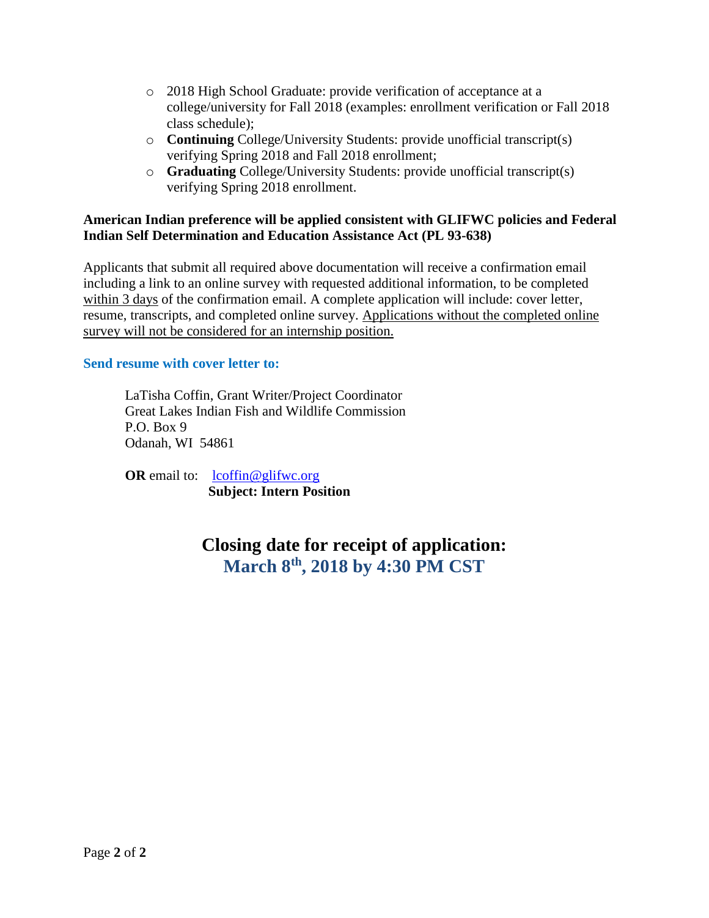- 2018 High School Graduate: provide verification of acceptance at a college/university for Fall 2018 (examples: enrollment verification or Fall 2018 class schedule);
- **Continuing** College/University Students: provide unofficial transcript(s) verifying Spring 2018 and Fall 2018 enrollment;
- **Graduating** College/University Students: provide unofficial transcript(s) verifying Spring 2018 enrollment.

**American Indian preference will be applied consistent with GLIFWC policies and Federal Indian Self Determination and Education Assistance Act (PL 93-638)**

Applicants that submit all required above documentation will receive a confirmation email including a link to an online survey with requested additional information, to be completed within 3 days of the confirmation email. A complete application will include: cover letter, resume, transcripts, and completed online survey. Applications without the completed online survey will not be considered for an internship position.

**Send resume with cover letter to:**

LaTisha Coffin, Grant Writer/Project Coordinator
Great Lakes Indian Fish and Wildlife Commission
P.O. Box 9
Odanah, WI 54861

**OR** email to: lcoffin@glifwc.org
**Subject: Intern Position**

## Closing date for receipt of application: March 8th, 2018 by 4:30 PM CST